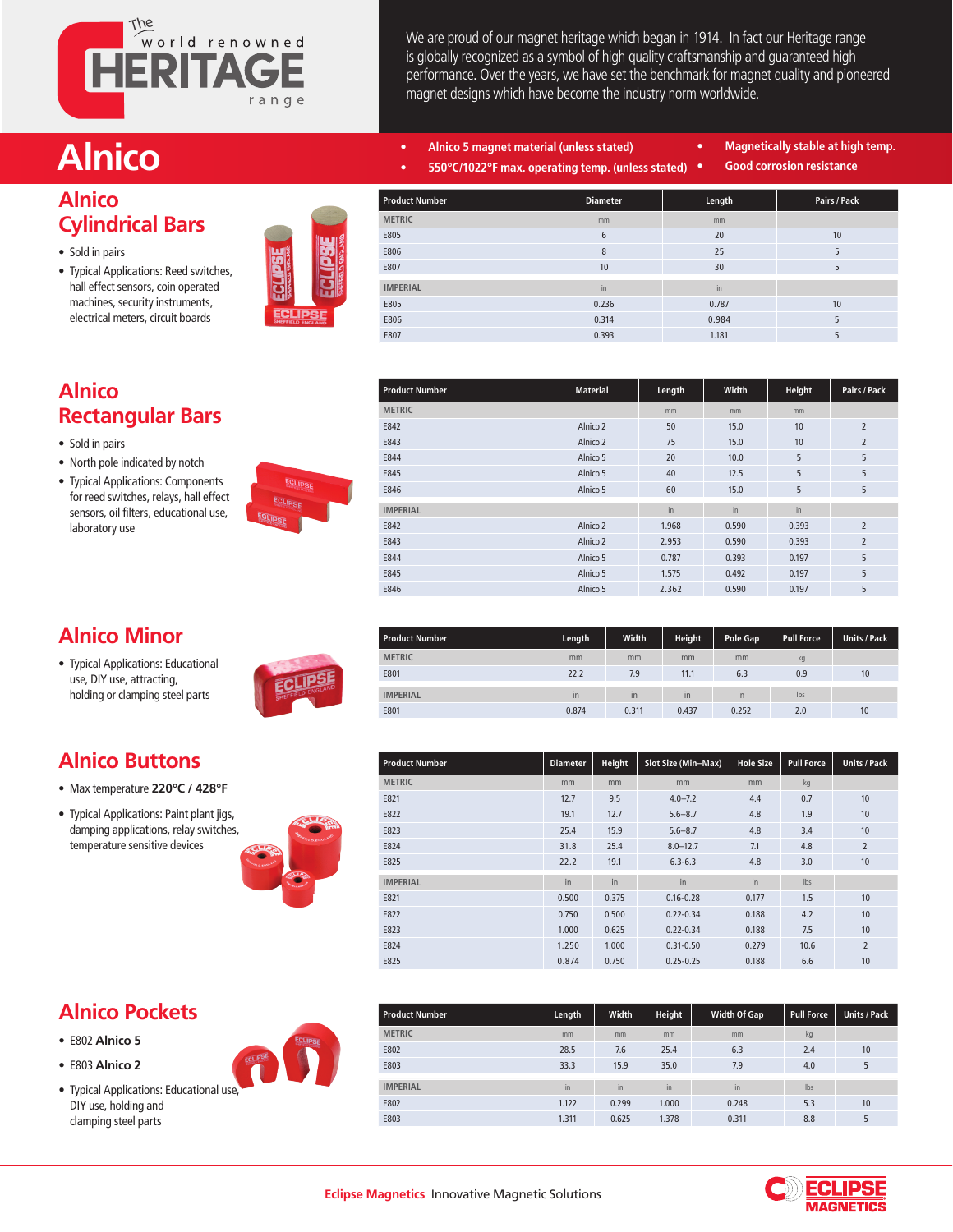# The world renowned HERITAGE range

We are proud of our magnet heritage which began in 1914. In fact our Heritage range is globally recognized as a symbol of high quality craftsmanship and guaranteed high performance. Over the years, we have set the benchmark for magnet quality and pioneered magnet designs which have become the industry norm worldwide.

# Alnico

- Alnico 5 magnet material (unless stated)
- 550°C/1022°F max. operating temp. (unless stated)
- Magnetically stable at high temp.
- Good corrosion resistance

## Alnico Cylindrical Bars

- Sold in pairs
- Typical Applications: Reed switches, hall effect sensors, coin operated machines, security instruments, electrical meters, circuit boards

| Product Number | Diameter | Length | Pairs / Pack |
|---|---|---|---|
| METRIC | mm | mm | |
| E805 | 6 | 20 | 10 |
| E806 | 8 | 25 | 5 |
| E807 | 10 | 30 | 5 |
| IMPERIAL | in | in | |
| E805 | 0.236 | 0.787 | 10 |
| E806 | 0.314 | 0.984 | 5 |
| E807 | 0.393 | 1.181 | 5 |

## Alnico Rectangular Bars

- Sold in pairs
- North pole indicated by notch
- Typical Applications: Components for reed switches, relays, hall effect sensors, oil filters, educational use, laboratory use

| Product Number | Material | Length | Width | Height | Pairs / Pack |
|---|---|---|---|---|---|
| METRIC | | mm | mm | mm | |
| E842 | Alnico 2 | 50 | 15.0 | 10 | 2 |
| E843 | Alnico 2 | 75 | 15.0 | 10 | 2 |
| E844 | Alnico 5 | 20 | 10.0 | 5 | 5 |
| E845 | Alnico 5 | 40 | 12.5 | 5 | 5 |
| E846 | Alnico 5 | 60 | 15.0 | 5 | 5 |
| IMPERIAL | | in | in | in | |
| E842 | Alnico 2 | 1.968 | 0.590 | 0.393 | 2 |
| E843 | Alnico 2 | 2.953 | 0.590 | 0.393 | 2 |
| E844 | Alnico 5 | 0.787 | 0.393 | 0.197 | 5 |
| E845 | Alnico 5 | 1.575 | 0.492 | 0.197 | 5 |
| E846 | Alnico 5 | 2.362 | 0.590 | 0.197 | 5 |

## Alnico Minor

- Typical Applications: Educational use, DIY use, attracting, holding or clamping steel parts

| Product Number | Length | Width | Height | Pole Gap | Pull Force | Units / Pack |
|---|---|---|---|---|---|---|
| METRIC | mm | mm | mm | mm | kg | |
| E801 | 22.2 | 7.9 | 11.1 | 6.3 | 0.9 | 10 |
| IMPERIAL | in | in | in | in | lbs | |
| E801 | 0.874 | 0.311 | 0.437 | 0.252 | 2.0 | 10 |

## Alnico Buttons

- Max temperature **220°C / 428°F**
- Typical Applications: Paint plant jigs, damping applications, relay switches, temperature sensitive devices

| Product Number | Diameter | Height | Slot Size (Min–Max) | Hole Size | Pull Force | Units / Pack |
|---|---|---|---|---|---|---|
| METRIC | mm | mm | mm | mm | kg | |
| E821 | 12.7 | 9.5 | 4.0–7.2 | 4.4 | 0.7 | 10 |
| E822 | 19.1 | 12.7 | 5.6–8.7 | 4.8 | 1.9 | 10 |
| E823 | 25.4 | 15.9 | 5.6–8.7 | 4.8 | 3.4 | 10 |
| E824 | 31.8 | 25.4 | 8.0–12.7 | 7.1 | 4.8 | 2 |
| E825 | 22.2 | 19.1 | 6.3-6.3 | 4.8 | 3.0 | 10 |
| IMPERIAL | in | in | in | in | lbs | |
| E821 | 0.500 | 0.375 | 0.16-0.28 | 0.177 | 1.5 | 10 |
| E822 | 0.750 | 0.500 | 0.22-0.34 | 0.188 | 4.2 | 10 |
| E823 | 1.000 | 0.625 | 0.22-0.34 | 0.188 | 7.5 | 10 |
| E824 | 1.250 | 1.000 | 0.31-0.50 | 0.279 | 10.6 | 2 |
| E825 | 0.874 | 0.750 | 0.25-0.25 | 0.188 | 6.6 | 10 |

## Alnico Pockets

- E802 **Alnico 5**
- E803 **Alnico 2**
- Typical Applications: Educational use, DIY use, holding and clamping steel parts

| Product Number | Length | Width | Height | Width Of Gap | Pull Force | Units / Pack |
|---|---|---|---|---|---|---|
| METRIC | mm | mm | mm | mm | kg | |
| E802 | 28.5 | 7.6 | 25.4 | 6.3 | 2.4 | 10 |
| E803 | 33.3 | 15.9 | 35.0 | 7.9 | 4.0 | 5 |
| IMPERIAL | in | in | in | in | lbs | |
| E802 | 1.122 | 0.299 | 1.000 | 0.248 | 5.3 | 10 |
| E803 | 1.311 | 0.625 | 1.378 | 0.311 | 8.8 | 5 |

**Eclipse Magnetics** Innovative Magnetic Solutions

ECLIPSE MAGNETICS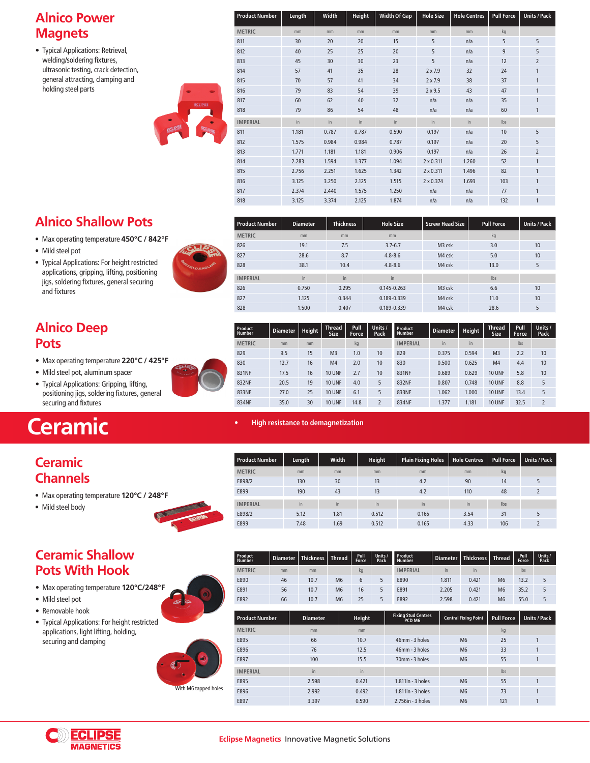## Alnico Power Magnets

- Typical Applications: Retrieval, welding/soldering fixtures, ultrasonic testing, crack detection, general attracting, clamping and holding steel parts

| Product Number | Length | Width | Height | Width Of Gap | Hole Size | Hole Centres | Pull Force | Units / Pack |
|---|---|---|---|---|---|---|---|---|
| METRIC | mm | mm | mm | mm | mm | mm | kg | |
| 811 | 30 | 20 | 20 | 15 | 5 | n/a | 5 | 5 |
| 812 | 40 | 25 | 25 | 20 | 5 | n/a | 9 | 5 |
| 813 | 45 | 30 | 30 | 23 | 5 | n/a | 12 | 2 |
| 814 | 57 | 41 | 35 | 28 | 2 x 7.9 | 32 | 24 | 1 |
| 815 | 70 | 57 | 41 | 34 | 2 x 7.9 | 38 | 37 | 1 |
| 816 | 79 | 83 | 54 | 39 | 2 x 9.5 | 43 | 47 | 1 |
| 817 | 60 | 62 | 40 | 32 | n/a | n/a | 35 | 1 |
| 818 | 79 | 86 | 54 | 48 | n/a | n/a | 60 | 1 |
| IMPERIAL | in | in | in | in | in | in | lbs | |
| 811 | 1.181 | 0.787 | 0.787 | 0.590 | 0.197 | n/a | 10 | 5 |
| 812 | 1.575 | 0.984 | 0.984 | 0.787 | 0.197 | n/a | 20 | 5 |
| 813 | 1.771 | 1.181 | 1.181 | 0.906 | 0.197 | n/a | 26 | 2 |
| 814 | 2.283 | 1.594 | 1.377 | 1.094 | 2 x 0.311 | 1.260 | 52 | 1 |
| 815 | 2.756 | 2.251 | 1.625 | 1.342 | 2 x 0.311 | 1.496 | 82 | 1 |
| 816 | 3.125 | 3.250 | 2.125 | 1.515 | 2 x 0.374 | 1.693 | 103 | 1 |
| 817 | 2.374 | 2.440 | 1.575 | 1.250 | n/a | n/a | 77 | 1 |
| 818 | 3.125 | 3.374 | 2.125 | 1.874 | n/a | n/a | 132 | 1 |

## Alnico Shallow Pots

- Max operating temperature **450°C / 842°F**
- Mild steel pot
- Typical Applications: For height restricted applications, gripping, lifting, positioning jigs, soldering fixtures, general securing and fixtures

| Product Number | Diameter | Thickness | Hole Size | Screw Head Size | Pull Force | Units / Pack |
|---|---|---|---|---|---|---|
| METRIC | mm | mm | mm | | kg | |
| 826 | 19.1 | 7.5 | 3.7-6.7 | M3 csk | 3.0 | 10 |
| 827 | 28.6 | 8.7 | 4.8-8.6 | M4 csk | 5.0 | 10 |
| 828 | 38.1 | 10.4 | 4.8-8.6 | M4 csk | 13.0 | 5 |
| IMPERIAL | in | in | in | | lbs | |
| 826 | 0.750 | 0.295 | 0.145-0.263 | M3 csk | 6.6 | 10 |
| 827 | 1.125 | 0.344 | 0.189-0.339 | M4 csk | 11.0 | 10 |
| 828 | 1.500 | 0.407 | 0.189-0.339 | M4 csk | 28.6 | 5 |

## Alnico Deep Pots

- Max operating temperature **220°C / 425°F**
- Mild steel pot, aluminum spacer
- Typical Applications: Gripping, lifting, positioning jigs, soldering fixtures, general securing and fixtures

| Product Number | Diameter | Height | Thread Size | Pull Force | Units / Pack | Product Number | Diameter | Height | Thread Size | Pull Force | Units / Pack |
|---|---|---|---|---|---|---|---|---|---|---|---|
| METRIC | mm | mm | | kg | | IMPERIAL | in | in | | lbs | |
| 829 | 9.5 | 15 | M3 | 1.0 | 10 | 829 | 0.375 | 0.594 | M3 | 2.2 | 10 |
| 830 | 12.7 | 16 | M4 | 2.0 | 10 | 830 | 0.500 | 0.625 | M4 | 4.4 | 10 |
| 831NF | 17.5 | 16 | 10 UNF | 2.7 | 10 | 831NF | 0.689 | 0.629 | 10 UNF | 5.8 | 10 |
| 832NF | 20.5 | 19 | 10 UNF | 4.0 | 5 | 832NF | 0.807 | 0.748 | 10 UNF | 8.8 | 5 |
| 833NF | 27.0 | 25 | 10 UNF | 6.1 | 5 | 833NF | 1.062 | 1.000 | 10 UNF | 13.4 | 5 |
| 834NF | 35.0 | 30 | 10 UNF | 14.8 | 2 | 834NF | 1.377 | 1.181 | 10 UNF | 32.5 | 2 |

# Ceramic

- **High resistance to demagnetization**

## Ceramic Channels

- Max operating temperature **120°C / 248°F**
- Mild steel body

| Product Number | Length | Width | Height | Plain Fixing Holes | Hole Centres | Pull Force | Units / Pack |
|---|---|---|---|---|---|---|---|
| METRIC | mm | mm | mm | mm | mm | kg | |
| E898/2 | 130 | 30 | 13 | 4.2 | 90 | 14 | 5 |
| E899 | 190 | 43 | 13 | 4.2 | 110 | 48 | 2 |
| IMPERIAL | in | in | in | in | in | lbs | |
| E898/2 | 5.12 | 1.81 | 0.512 | 0.165 | 3.54 | 31 | 5 |
| E899 | 7.48 | 1.69 | 0.512 | 0.165 | 4.33 | 106 | 2 |

## Ceramic Shallow Pots With Hook

- Max operating temperature **120°C/248°F**
- Mild steel pot
- Removable hook
- Typical Applications: For height restricted applications, light lifting, holding, securing and clamping

| Product Number | Diameter | Thickness | Thread | Pull Force | Units / Pack | Product Number | Diameter | Thickness | Thread | Pull Force | Units / Pack |
|---|---|---|---|---|---|---|---|---|---|---|---|
| METRIC | mm | mm | | kg | | IMPERIAL | in | in | | lbs | |
| E890 | 46 | 10.7 | M6 | 6 | 5 | E890 | 1.811 | 0.421 | M6 | 13.2 | 5 |
| E891 | 56 | 10.7 | M6 | 16 | 5 | E891 | 2.205 | 0.421 | M6 | 35.2 | 5 |
| E892 | 66 | 10.7 | M6 | 25 | 5 | E892 | 2.598 | 0.421 | M6 | 55.0 | 5 |

| Product Number | Diameter | Height | Fixing Stud Centres PCD M6 | Central Fixing Point | Pull Force | Units / Pack |
|---|---|---|---|---|---|---|
| METRIC | mm | mm | | | kg | |
| E895 | 66 | 10.7 | 46mm - 3 holes | M6 | 25 | 1 |
| E896 | 76 | 12.5 | 46mm - 3 holes | M6 | 33 | 1 |
| E897 | 100 | 15.5 | 70mm - 3 holes | M6 | 55 | 1 |
| IMPERIAL | in | in | | | lbs | |
| E895 | 2.598 | 0.421 | 1.811in - 3 holes | M6 | 55 | 1 |
| E896 | 2.992 | 0.492 | 1.811in - 3 holes | M6 | 73 | 1 |
| E897 | 3.397 | 0.590 | 2.756in - 3 holes | M6 | 121 | 1 |

With M6 tapped holes

ECLIPSE MAGNETICS

**Eclipse Magnetics** Innovative Magnetic Solutions